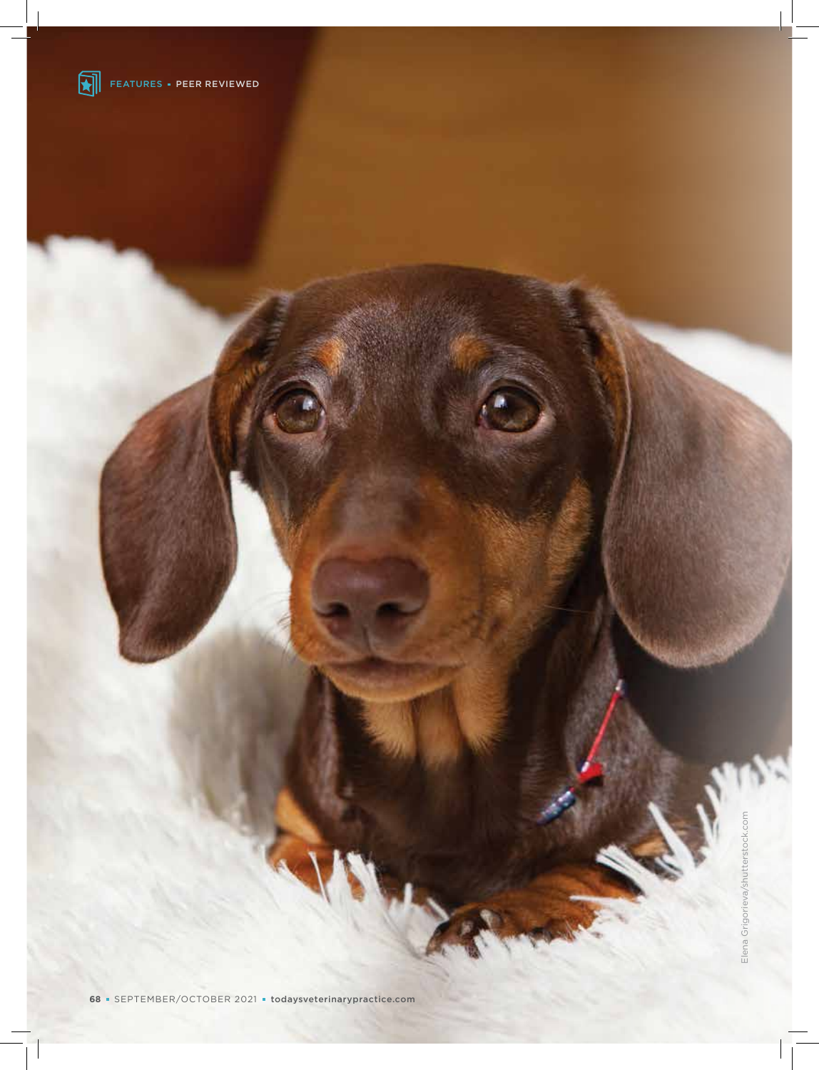Elena Grigorieva/shutterstock.com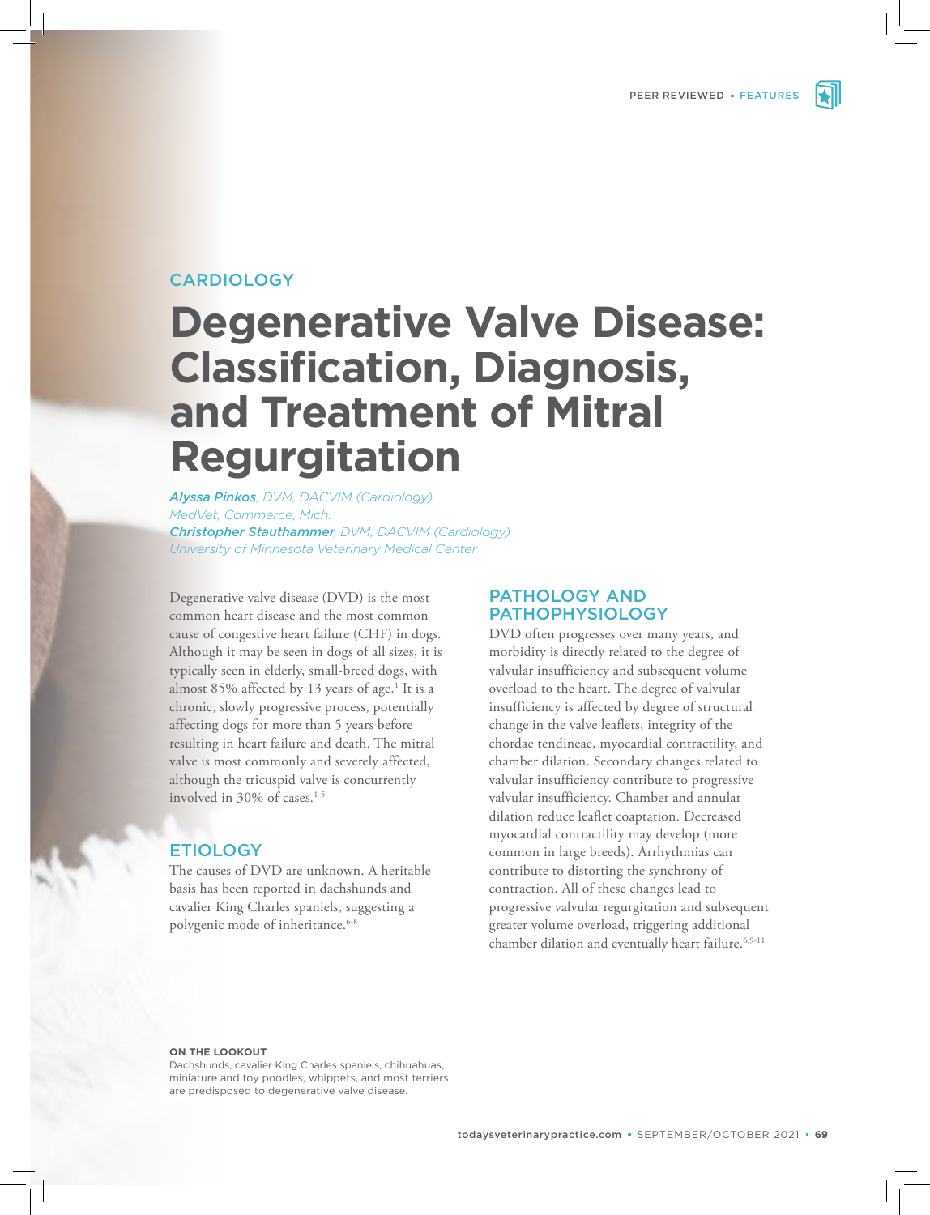CARDIOLOGY

# Degenerative Valve Disease: Classification, Diagnosis, and Treatment of Mitral Regurgitation

***Alyssa Pinkos**, DVM, DACVIM (Cardiology)*
*MedVet, Commerce, Mich.*
***Christopher Stauthammer**, DVM, DACVIM (Cardiology)*
*University of Minnesota Veterinary Medical Center*

Degenerative valve disease (DVD) is the most common heart disease and the most common cause of congestive heart failure (CHF) in dogs. Although it may be seen in dogs of all sizes, it is typically seen in elderly, small-breed dogs, with almost 85% affected by 13 years of age.[1] It is a chronic, slowly progressive process, potentially affecting dogs for more than 5 years before resulting in heart failure and death. The mitral valve is most commonly and severely affected, although the tricuspid valve is concurrently involved in 30% of cases.[1-5]

## ETIOLOGY

The causes of DVD are unknown. A heritable basis has been reported in dachshunds and cavalier King Charles spaniels, suggesting a polygenic mode of inheritance.[6-8]

## PATHOLOGY AND PATHOPHYSIOLOGY

DVD often progresses over many years, and morbidity is directly related to the degree of valvular insufficiency and subsequent volume overload to the heart. The degree of valvular insufficiency is affected by degree of structural change in the valve leaflets, integrity of the chordae tendineae, myocardial contractility, and chamber dilation. Secondary changes related to valvular insufficiency contribute to progressive valvular insufficiency. Chamber and annular dilation reduce leaflet coaptation. Decreased myocardial contractility may develop (more common in large breeds). Arrhythmias can contribute to distorting the synchrony of contraction. All of these changes lead to progressive valvular regurgitation and subsequent greater volume overload, triggering additional chamber dilation and eventually heart failure.[6,9-11]

**ON THE LOOKOUT**
Dachshunds, cavalier King Charles spaniels, chihuahuas, miniature and toy poodles, whippets, and most terriers are predisposed to degenerative valve disease.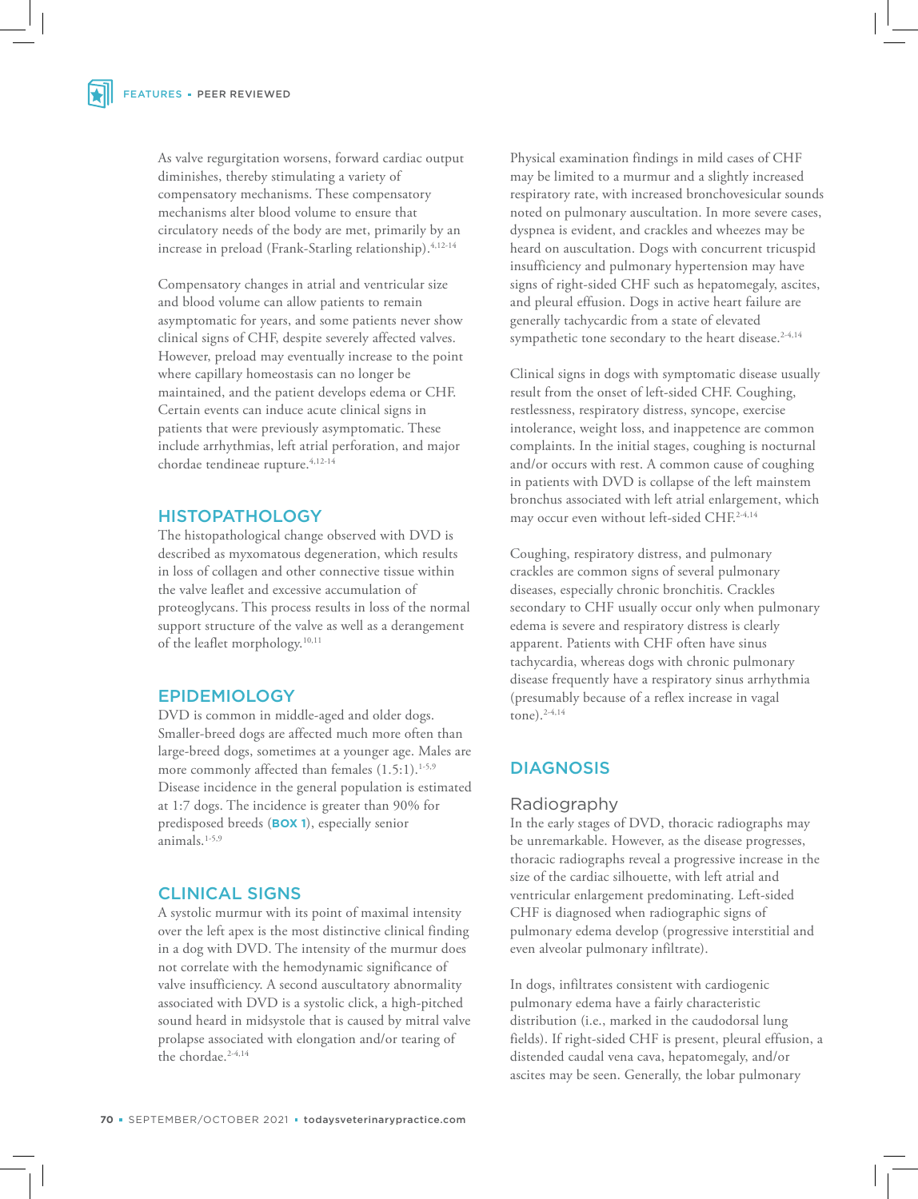As valve regurgitation worsens, forward cardiac output diminishes, thereby stimulating a variety of compensatory mechanisms. These compensatory mechanisms alter blood volume to ensure that circulatory needs of the body are met, primarily by an increase in preload (Frank-Starling relationship).[4,12-14]

Compensatory changes in atrial and ventricular size and blood volume can allow patients to remain asymptomatic for years, and some patients never show clinical signs of CHF, despite severely affected valves. However, preload may eventually increase to the point where capillary homeostasis can no longer be maintained, and the patient develops edema or CHF. Certain events can induce acute clinical signs in patients that were previously asymptomatic. These include arrhythmias, left atrial perforation, and major chordae tendineae rupture.[4,12-14]

## HISTOPATHOLOGY

The histopathological change observed with DVD is described as myxomatous degeneration, which results in loss of collagen and other connective tissue within the valve leaflet and excessive accumulation of proteoglycans. This process results in loss of the normal support structure of the valve as well as a derangement of the leaflet morphology.[10,11]

## EPIDEMIOLOGY

DVD is common in middle-aged and older dogs. Smaller-breed dogs are affected much more often than large-breed dogs, sometimes at a younger age. Males are more commonly affected than females (1.5:1).[1-5,9] Disease incidence in the general population is estimated at 1:7 dogs. The incidence is greater than 90% for predisposed breeds (**BOX 1**), especially senior animals.[1-5,9]

## CLINICAL SIGNS

A systolic murmur with its point of maximal intensity over the left apex is the most distinctive clinical finding in a dog with DVD. The intensity of the murmur does not correlate with the hemodynamic significance of valve insufficiency. A second auscultatory abnormality associated with DVD is a systolic click, a high-pitched sound heard in midsystole that is caused by mitral valve prolapse associated with elongation and/or tearing of the chordae.[2-4,14]

Physical examination findings in mild cases of CHF may be limited to a murmur and a slightly increased respiratory rate, with increased bronchovesicular sounds noted on pulmonary auscultation. In more severe cases, dyspnea is evident, and crackles and wheezes may be heard on auscultation. Dogs with concurrent tricuspid insufficiency and pulmonary hypertension may have signs of right-sided CHF such as hepatomegaly, ascites, and pleural effusion. Dogs in active heart failure are generally tachycardic from a state of elevated sympathetic tone secondary to the heart disease.[2-4,14]

Clinical signs in dogs with symptomatic disease usually result from the onset of left-sided CHF. Coughing, restlessness, respiratory distress, syncope, exercise intolerance, weight loss, and inappetence are common complaints. In the initial stages, coughing is nocturnal and/or occurs with rest. A common cause of coughing in patients with DVD is collapse of the left mainstem bronchus associated with left atrial enlargement, which may occur even without left-sided CHF.[2-4,14]

Coughing, respiratory distress, and pulmonary crackles are common signs of several pulmonary diseases, especially chronic bronchitis. Crackles secondary to CHF usually occur only when pulmonary edema is severe and respiratory distress is clearly apparent. Patients with CHF often have sinus tachycardia, whereas dogs with chronic pulmonary disease frequently have a respiratory sinus arrhythmia (presumably because of a reflex increase in vagal tone).[2-4,14]

## DIAGNOSIS

### Radiography

In the early stages of DVD, thoracic radiographs may be unremarkable. However, as the disease progresses, thoracic radiographs reveal a progressive increase in the size of the cardiac silhouette, with left atrial and ventricular enlargement predominating. Left-sided CHF is diagnosed when radiographic signs of pulmonary edema develop (progressive interstitial and even alveolar pulmonary infiltrate).

In dogs, infiltrates consistent with cardiogenic pulmonary edema have a fairly characteristic distribution (i.e., marked in the caudodorsal lung fields). If right-sided CHF is present, pleural effusion, a distended caudal vena cava, hepatomegaly, and/or ascites may be seen. Generally, the lobar pulmonary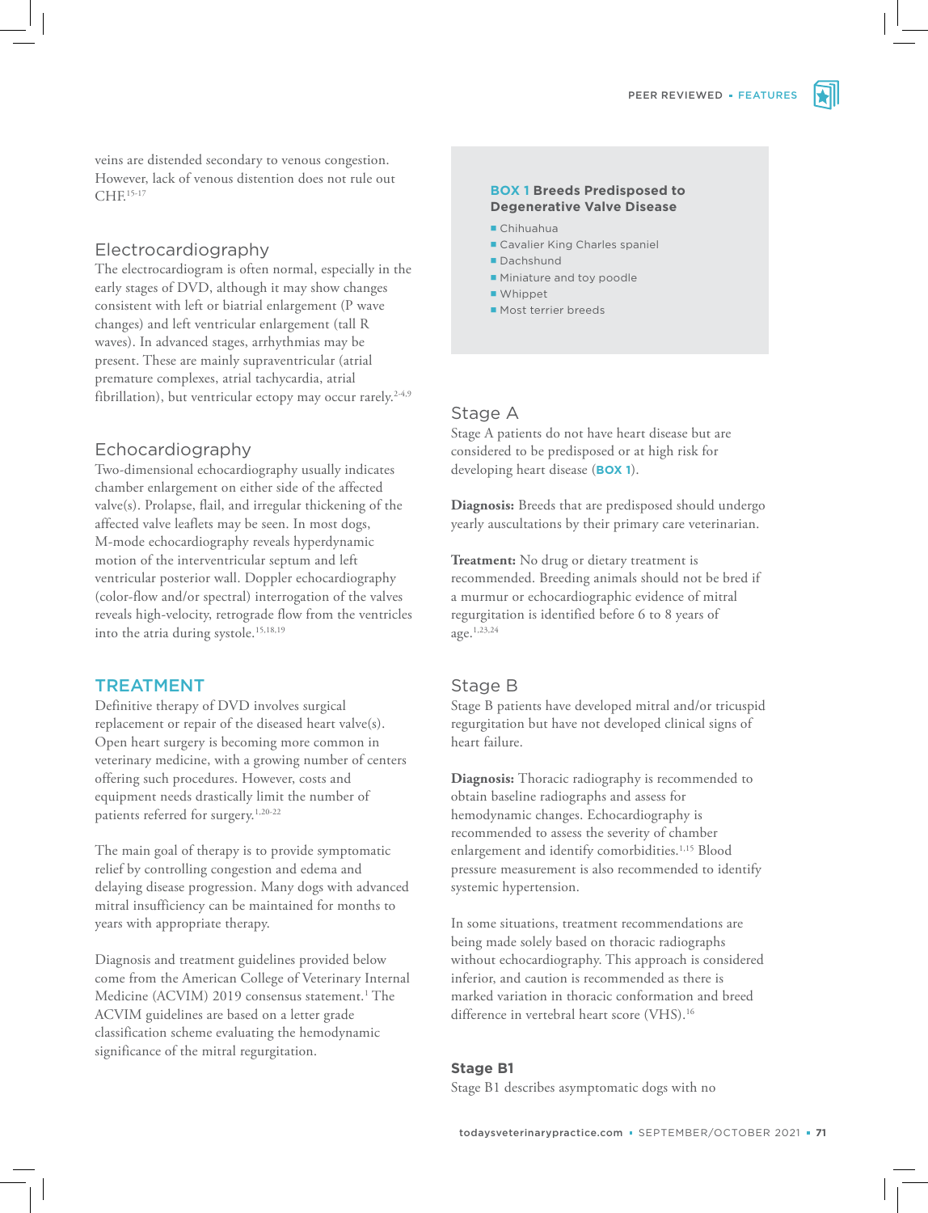veins are distended secondary to venous congestion. However, lack of venous distention does not rule out CHF.[15-17]

### Electrocardiography

The electrocardiogram is often normal, especially in the early stages of DVD, although it may show changes consistent with left or biatrial enlargement (P wave changes) and left ventricular enlargement (tall R waves). In advanced stages, arrhythmias may be present. These are mainly supraventricular (atrial premature complexes, atrial tachycardia, atrial fibrillation), but ventricular ectopy may occur rarely.[2-4,9]

### Echocardiography

Two-dimensional echocardiography usually indicates chamber enlargement on either side of the affected valve(s). Prolapse, flail, and irregular thickening of the affected valve leaflets may be seen. In most dogs, M-mode echocardiography reveals hyperdynamic motion of the interventricular septum and left ventricular posterior wall. Doppler echocardiography (color-flow and/or spectral) interrogation of the valves reveals high-velocity, retrograde flow from the ventricles into the atria during systole.[15,18,19]

## TREATMENT

Definitive therapy of DVD involves surgical replacement or repair of the diseased heart valve(s). Open heart surgery is becoming more common in veterinary medicine, with a growing number of centers offering such procedures. However, costs and equipment needs drastically limit the number of patients referred for surgery.[1,20-22]

The main goal of therapy is to provide symptomatic relief by controlling congestion and edema and delaying disease progression. Many dogs with advanced mitral insufficiency can be maintained for months to years with appropriate therapy.

Diagnosis and treatment guidelines provided below come from the American College of Veterinary Internal Medicine (ACVIM) 2019 consensus statement.[1] The ACVIM guidelines are based on a letter grade classification scheme evaluating the hemodynamic significance of the mitral regurgitation.

> **BOX 1 Breeds Predisposed to Degenerative Valve Disease**
>
> - Chihuahua
> - Cavalier King Charles spaniel
> - Dachshund
> - Miniature and toy poodle
> - Whippet
> - Most terrier breeds

### Stage A

Stage A patients do not have heart disease but are considered to be predisposed or at high risk for developing heart disease (**BOX 1**).

**Diagnosis:** Breeds that are predisposed should undergo yearly auscultations by their primary care veterinarian.

**Treatment:** No drug or dietary treatment is recommended. Breeding animals should not be bred if a murmur or echocardiographic evidence of mitral regurgitation is identified before 6 to 8 years of age.[1,23,24]

### Stage B

Stage B patients have developed mitral and/or tricuspid regurgitation but have not developed clinical signs of heart failure.

**Diagnosis:** Thoracic radiography is recommended to obtain baseline radiographs and assess for hemodynamic changes. Echocardiography is recommended to assess the severity of chamber enlargement and identify comorbidities.[1,15] Blood pressure measurement is also recommended to identify systemic hypertension.

In some situations, treatment recommendations are being made solely based on thoracic radiographs without echocardiography. This approach is considered inferior, and caution is recommended as there is marked variation in thoracic conformation and breed difference in vertebral heart score (VHS).[16]

#### Stage B1

Stage B1 describes asymptomatic dogs with no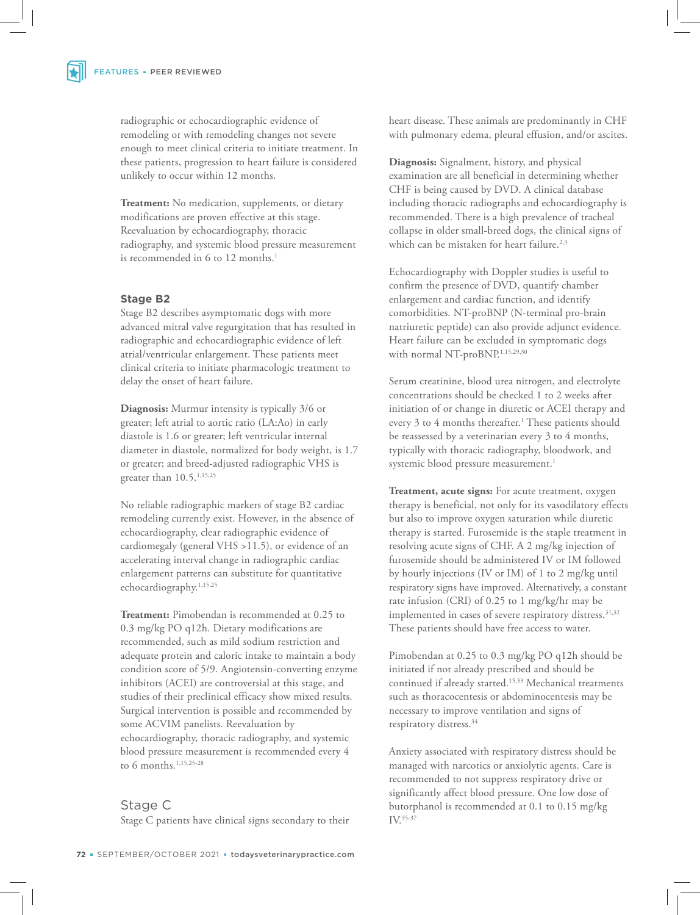radiographic or echocardiographic evidence of remodeling or with remodeling changes not severe enough to meet clinical criteria to initiate treatment. In these patients, progression to heart failure is considered unlikely to occur within 12 months.

**Treatment:** No medication, supplements, or dietary modifications are proven effective at this stage. Reevaluation by echocardiography, thoracic radiography, and systemic blood pressure measurement is recommended in 6 to 12 months.[1]

### Stage B2

Stage B2 describes asymptomatic dogs with more advanced mitral valve regurgitation that has resulted in radiographic and echocardiographic evidence of left atrial/ventricular enlargement. These patients meet clinical criteria to initiate pharmacologic treatment to delay the onset of heart failure.

**Diagnosis:** Murmur intensity is typically 3/6 or greater; left atrial to aortic ratio (LA:Ao) in early diastole is 1.6 or greater; left ventricular internal diameter in diastole, normalized for body weight, is 1.7 or greater; and breed-adjusted radiographic VHS is greater than 10.5.[1,15,25]

No reliable radiographic markers of stage B2 cardiac remodeling currently exist. However, in the absence of echocardiography, clear radiographic evidence of cardiomegaly (general VHS >11.5), or evidence of an accelerating interval change in radiographic cardiac enlargement patterns can substitute for quantitative echocardiography.[1,15,25]

**Treatment:** Pimobendan is recommended at 0.25 to 0.3 mg/kg PO q12h. Dietary modifications are recommended, such as mild sodium restriction and adequate protein and caloric intake to maintain a body condition score of 5/9. Angiotensin-converting enzyme inhibitors (ACEI) are controversial at this stage, and studies of their preclinical efficacy show mixed results. Surgical intervention is possible and recommended by some ACVIM panelists. Reevaluation by echocardiography, thoracic radiography, and systemic blood pressure measurement is recommended every 4 to 6 months.[1,15,25-28]

## Stage C

Stage C patients have clinical signs secondary to their heart disease. These animals are predominantly in CHF with pulmonary edema, pleural effusion, and/or ascites.

**Diagnosis:** Signalment, history, and physical examination are all beneficial in determining whether CHF is being caused by DVD. A clinical database including thoracic radiographs and echocardiography is recommended. There is a high prevalence of tracheal collapse in older small-breed dogs, the clinical signs of which can be mistaken for heart failure.[2,3]

Echocardiography with Doppler studies is useful to confirm the presence of DVD, quantify chamber enlargement and cardiac function, and identify comorbidities. NT-proBNP (N-terminal pro-brain natriuretic peptide) can also provide adjunct evidence. Heart failure can be excluded in symptomatic dogs with normal NT-proBNP.[1,15,29,30]

Serum creatinine, blood urea nitrogen, and electrolyte concentrations should be checked 1 to 2 weeks after initiation of or change in diuretic or ACEI therapy and every 3 to 4 months thereafter.[1] These patients should be reassessed by a veterinarian every 3 to 4 months, typically with thoracic radiography, bloodwork, and systemic blood pressure measurement.[1]

**Treatment, acute signs:** For acute treatment, oxygen therapy is beneficial, not only for its vasodilatory effects but also to improve oxygen saturation while diuretic therapy is started. Furosemide is the staple treatment in resolving acute signs of CHF. A 2 mg/kg injection of furosemide should be administered IV or IM followed by hourly injections (IV or IM) of 1 to 2 mg/kg until respiratory signs have improved. Alternatively, a constant rate infusion (CRI) of 0.25 to 1 mg/kg/hr may be implemented in cases of severe respiratory distress.[31,32] These patients should have free access to water.

Pimobendan at 0.25 to 0.3 mg/kg PO q12h should be initiated if not already prescribed and should be continued if already started.[15,33] Mechanical treatments such as thoracocentesis or abdominocentesis may be necessary to improve ventilation and signs of respiratory distress.[34]

Anxiety associated with respiratory distress should be managed with narcotics or anxiolytic agents. Care is recommended to not suppress respiratory drive or significantly affect blood pressure. One low dose of butorphanol is recommended at 0.1 to 0.15 mg/kg IV.[35-37]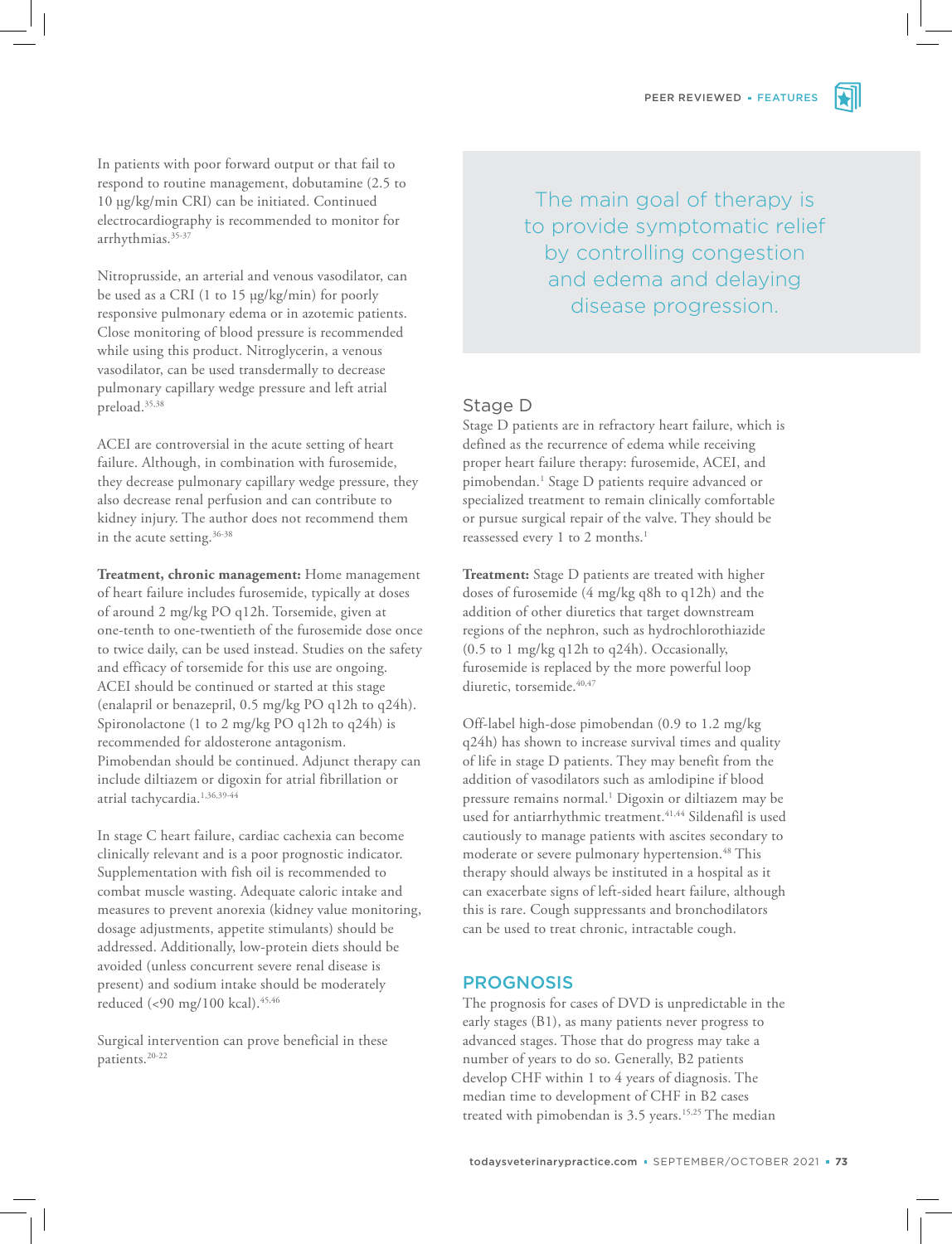In patients with poor forward output or that fail to respond to routine management, dobutamine (2.5 to 10 µg/kg/min CRI) can be initiated. Continued electrocardiography is recommended to monitor for arrhythmias.[35-37]

Nitroprusside, an arterial and venous vasodilator, can be used as a CRI (1 to 15 µg/kg/min) for poorly responsive pulmonary edema or in azotemic patients. Close monitoring of blood pressure is recommended while using this product. Nitroglycerin, a venous vasodilator, can be used transdermally to decrease pulmonary capillary wedge pressure and left atrial preload.[35,38]

ACEI are controversial in the acute setting of heart failure. Although, in combination with furosemide, they decrease pulmonary capillary wedge pressure, they also decrease renal perfusion and can contribute to kidney injury. The author does not recommend them in the acute setting.[36-38]

**Treatment, chronic management:** Home management of heart failure includes furosemide, typically at doses of around 2 mg/kg PO q12h. Torsemide, given at one-tenth to one-twentieth of the furosemide dose once to twice daily, can be used instead. Studies on the safety and efficacy of torsemide for this use are ongoing. ACEI should be continued or started at this stage (enalapril or benazepril, 0.5 mg/kg PO q12h to q24h). Spironolactone (1 to 2 mg/kg PO q12h to q24h) is recommended for aldosterone antagonism. Pimobendan should be continued. Adjunct therapy can include diltiazem or digoxin for atrial fibrillation or atrial tachycardia.[1,36,39-44]

In stage C heart failure, cardiac cachexia can become clinically relevant and is a poor prognostic indicator. Supplementation with fish oil is recommended to combat muscle wasting. Adequate caloric intake and measures to prevent anorexia (kidney value monitoring, dosage adjustments, appetite stimulants) should be addressed. Additionally, low-protein diets should be avoided (unless concurrent severe renal disease is present) and sodium intake should be moderately reduced (<90 mg/100 kcal).[45,46]

Surgical intervention can prove beneficial in these patients.[20-22]

> The main goal of therapy is to provide symptomatic relief by controlling congestion and edema and delaying disease progression.

### Stage D

Stage D patients are in refractory heart failure, which is defined as the recurrence of edema while receiving proper heart failure therapy: furosemide, ACEI, and pimobendan.[1] Stage D patients require advanced or specialized treatment to remain clinically comfortable or pursue surgical repair of the valve. They should be reassessed every 1 to 2 months.[1]

**Treatment:** Stage D patients are treated with higher doses of furosemide (4 mg/kg q8h to q12h) and the addition of other diuretics that target downstream regions of the nephron, such as hydrochlorothiazide (0.5 to 1 mg/kg q12h to q24h). Occasionally, furosemide is replaced by the more powerful loop diuretic, torsemide.[40,47]

Off-label high-dose pimobendan (0.9 to 1.2 mg/kg q24h) has shown to increase survival times and quality of life in stage D patients. They may benefit from the addition of vasodilators such as amlodipine if blood pressure remains normal.[1] Digoxin or diltiazem may be used for antiarrhythmic treatment.[41,44] Sildenafil is used cautiously to manage patients with ascites secondary to moderate or severe pulmonary hypertension.[48] This therapy should always be instituted in a hospital as it can exacerbate signs of left-sided heart failure, although this is rare. Cough suppressants and bronchodilators can be used to treat chronic, intractable cough.

## PROGNOSIS

The prognosis for cases of DVD is unpredictable in the early stages (B1), as many patients never progress to advanced stages. Those that do progress may take a number of years to do so. Generally, B2 patients develop CHF within 1 to 4 years of diagnosis. The median time to development of CHF in B2 cases treated with pimobendan is 3.5 years.[15,25] The median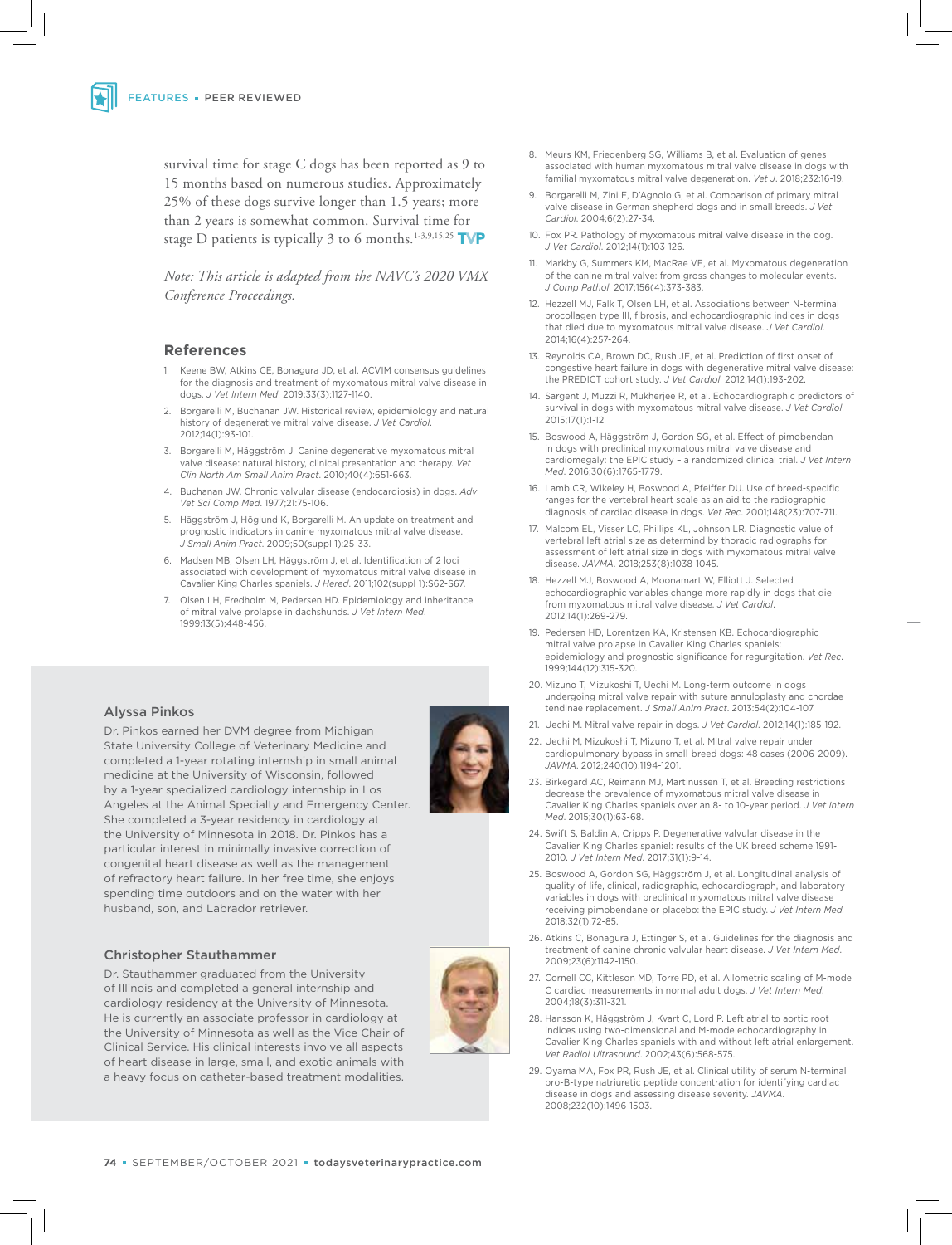survival time for stage C dogs has been reported as 9 to 15 months based on numerous studies. Approximately 25% of these dogs survive longer than 1.5 years; more than 2 years is somewhat common. Survival time for stage D patients is typically 3 to 6 months.[1-3,9,15,25]

*Note: This article is adapted from the NAVC's 2020 VMX Conference Proceedings.*

## References

1. Keene BW, Atkins CE, Bonagura JD, et al. ACVIM consensus guidelines for the diagnosis and treatment of myxomatous mitral valve disease in dogs. *J Vet Intern Med*. 2019;33(3):1127-1140.
2. Borgarelli M, Buchanan JW. Historical review, epidemiology and natural history of degenerative mitral valve disease. *J Vet Cardiol*. 2012;14(1):93-101.
3. Borgarelli M, Häggström J. Canine degenerative myxomatous mitral valve disease: natural history, clinical presentation and therapy. *Vet Clin North Am Small Anim Pract*. 2010;40(4):651-663.
4. Buchanan JW. Chronic valvular disease (endocardiosis) in dogs. *Adv Vet Sci Comp Med*. 1977;21:75-106.
5. Häggström J, Höglund K, Borgarelli M. An update on treatment and prognostic indicators in canine myxomatous mitral valve disease. *J Small Anim Pract*. 2009;50(suppl 1):25-33.
6. Madsen MB, Olsen LH, Häggström J, et al. Identification of 2 loci associated with development of myxomatous mitral valve disease in Cavalier King Charles spaniels. *J Hered*. 2011;102(suppl 1):S62-S67.
7. Olsen LH, Fredholm M, Pedersen HD. Epidemiology and inheritance of mitral valve prolapse in dachshunds. *J Vet Intern Med*. 1999:13(5);448-456.
8. Meurs KM, Friedenberg SG, Williams B, et al. Evaluation of genes associated with human myxomatous mitral valve disease in dogs with familial myxomatous mitral valve degeneration. *Vet J*. 2018;232:16-19.
9. Borgarelli M, Zini E, D'Agnolo G, et al. Comparison of primary mitral valve disease in German shepherd dogs and in small breeds. *J Vet Cardiol*. 2004;6(2):27-34.
10. Fox PR. Pathology of myxomatous mitral valve disease in the dog. *J Vet Cardiol*. 2012;14(1):103-126.
11. Markby G, Summers KM, MacRae VE, et al. Myxomatous degeneration of the canine mitral valve: from gross changes to molecular events. *J Comp Pathol*. 2017;156(4):373-383.
12. Hezzell MJ, Falk T, Olsen LH, et al. Associations between N-terminal procollagen type III, fibrosis, and echocardiographic indices in dogs that died due to myxomatous mitral valve disease. *J Vet Cardiol*. 2014;16(4):257-264.
13. Reynolds CA, Brown DC, Rush JE, et al. Prediction of first onset of congestive heart failure in dogs with degenerative mitral valve disease: the PREDICT cohort study. *J Vet Cardiol*. 2012;14(1):193-202.
14. Sargent J, Muzzi R, Mukherjee R, et al. Echocardiographic predictors of survival in dogs with myxomatous mitral valve disease. *J Vet Cardiol*. 2015;17(1):1-12.
15. Boswood A, Häggström J, Gordon SG, et al. Effect of pimobendan in dogs with preclinical myxomatous mitral valve disease and cardiomegaly: the EPIC study – a randomized clinical trial. *J Vet Intern Med*. 2016;30(6):1765-1779.
16. Lamb CR, Wikeley H, Boswood A, Pfeiffer DU. Use of breed-specific ranges for the vertebral heart scale as an aid to the radiographic diagnosis of cardiac disease in dogs. *Vet Rec*. 2001;148(23):707-711.
17. Malcom EL, Visser LC, Phillips KL, Johnson LR. Diagnostic value of vertebral left atrial size as determined by thoracic radiographs for assessment of left atrial size in dogs with myxomatous mitral valve disease. *JAVMA*. 2018;253(8):1038-1045.
18. Hezzell MJ, Boswood A, Moonarmart W, Elliott J. Selected echocardiographic variables change more rapidly in dogs that die from myxomatous mitral valve disease. *J Vet Cardiol*. 2012;14(1):269-279.
19. Pedersen HD, Lorentzen KA, Kristensen KB. Echocardiographic mitral valve prolapse in Cavalier King Charles spaniels: epidemiology and prognostic significance for regurgitation. *Vet Rec*. 1999;144(12):315-320.
20. Mizuno T, Mizukoshi T, Uechi M. Long-term outcome in dogs undergoing mitral valve repair with suture annuloplasty and chordae tendinae replacement. *J Small Anim Pract*. 2013:54(2):104-107.
21. Uechi M. Mitral valve repair in dogs. *J Vet Cardiol*. 2012;14(1):185-192.
22. Uechi M, Mizukoshi T, Mizuno T, et al. Mitral valve repair under cardiopulmonary bypass in small-breed dogs: 48 cases (2006-2009). *JAVMA*. 2012;240(10):1194-1201.
23. Birkegard AC, Reimann MJ, Martinussen T, et al. Breeding restrictions decrease the prevalence of myxomatous mitral valve disease in Cavalier King Charles spaniels over an 8- to 10-year period. *J Vet Intern Med*. 2015;30(1):63-68.
24. Swift S, Baldin A, Cripps P. Degenerative valvular disease in the Cavalier King Charles spaniel: results of the UK breed scheme 1991-2010. *J Vet Intern Med*. 2017;31(1):9-14.
25. Boswood A, Gordon SG, Häggström J, et al. Longitudinal analysis of quality of life, clinical, radiographic, echocardiograph, and laboratory variables in dogs with preclinical myxomatous mitral valve disease receiving pimobendane or placebo: the EPIC study. *J Vet Intern Med*. 2018;32(1):72-85.
26. Atkins C, Bonagura J, Ettinger S, et al. Guidelines for the diagnosis and treatment of canine chronic valvular heart disease. *J Vet Intern Med*. 2009;23(6):1142-1150.
27. Cornell CC, Kittleson MD, Torre PD, et al. Allometric scaling of M-mode C cardiac measurements in normal adult dogs. *J Vet Intern Med*. 2004;18(3):311-321.
28. Hansson K, Häggström J, Kvart C, Lord P. Left atrial to aortic root indices using two-dimensional and M-mode echocardiography in Cavalier King Charles spaniels with and without left atrial enlargement. *Vet Radiol Ultrasound*. 2002;43(6):568-575.
29. Oyama MA, Fox PR, Rush JE, et al. Clinical utility of serum N-terminal pro-B-type natriuretic peptide concentration for identifying cardiac disease in dogs and assessing disease severity. *JAVMA*. 2008;232(10):1496-1503.

### Alyssa Pinkos

Dr. Pinkos earned her DVM degree from Michigan State University College of Veterinary Medicine and completed a 1-year rotating internship in small animal medicine at the University of Wisconsin, followed by a 1-year specialized cardiology internship in Los Angeles at the Animal Specialty and Emergency Center. She completed a 3-year residency in cardiology at the University of Minnesota in 2018. Dr. Pinkos has a particular interest in minimally invasive correction of congenital heart disease as well as the management of refractory heart failure. In her free time, she enjoys spending time outdoors and on the water with her husband, son, and Labrador retriever.

### Christopher Stauthammer

Dr. Stauthammer graduated from the University of Illinois and completed a general internship and cardiology residency at the University of Minnesota. He is currently an associate professor in cardiology at the University of Minnesota as well as the Vice Chair of Clinical Service. His clinical interests involve all aspects of heart disease in large, small, and exotic animals with a heavy focus on catheter-based treatment modalities.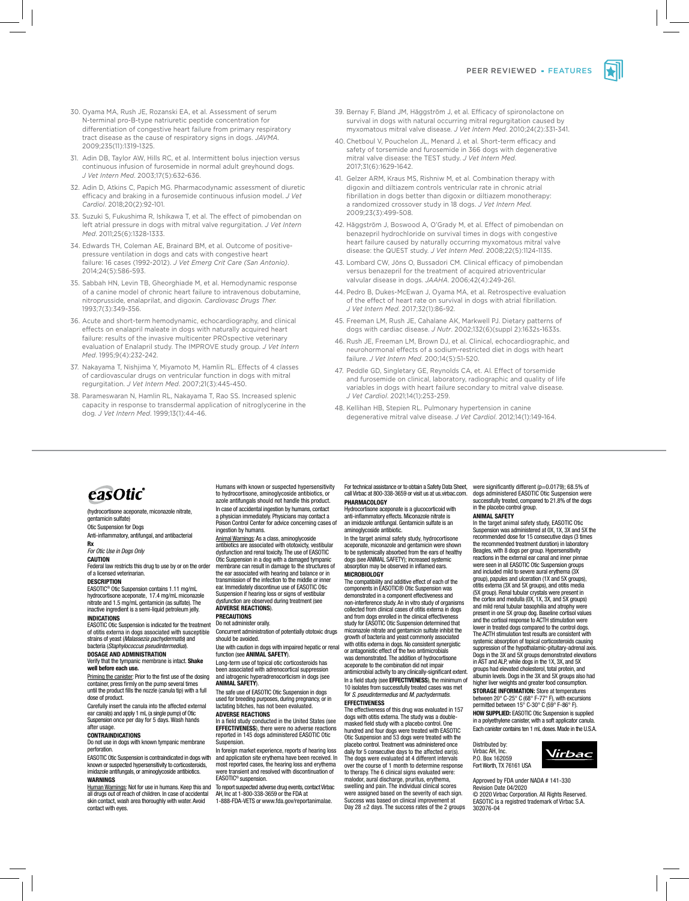30. Oyama MA, Rush JE, Rozanski EA, et al. Assessment of serum N-terminal pro-B-type natriuretic peptide concentration for differentiation of congestive heart failure from primary respiratory tract disease as the cause of respiratory signs in dogs. *JAVMA*. 2009;235(11):1319-1325.
31. Adin DB, Taylor AW, Hills RC, et al. Intermittent bolus injection versus continuous infusion of furosemide in normal adult greyhound dogs. *J Vet Intern Med*. 2003;17(5):632-636.
32. Adin D, Atkins C, Papich MG. Pharmacodynamic assessment of diuretic efficacy and braking in a furosemide continuous infusion model. *J Vet Cardiol*. 2018;20(2):92-101.
33. Suzuki S, Fukushima R, Ishikawa T, et al. The effect of pimobendan on left atrial pressure in dogs with mitral valve regurgitation. *J Vet Intern Med*. 2011;25(6):1328-1333.
34. Edwards TH, Coleman AE, Brainard BM, et al. Outcome of positive-pressure ventilation in dogs and cats with congestive heart failure: 16 cases (1992-2012). *J Vet Emerg Crit Care (San Antonio)*. 2014;24(5):586-593.
35. Sabbah HN, Levin TB, Gheorghiade M, et al. Hemodynamic response of a canine model of chronic heart failure to intravenous dobutamine, nitroprusside, enalaprilat, and digoxin. *Cardiovasc Drugs Ther.* 1993;7(3):349-356.
36. Acute and short-term hemodynamic, echocardiography, and clinical effects on enalapril maleate in dogs with naturally acquired heart failure: results of the invasive multicenter PROspective veterinary evaluation of Enalapril study. The IMPROVE study group. *J Vet Intern Med*. 1995;9(4):232-242.
37. Nakayama T, Nishjima Y, Miyamoto M, Hamlin RL. Effects of 4 classes of cardiovascular drugs on ventricular function in dogs with mitral regurgitation. *J Vet Intern Med*. 2007;21(3):445-450.
38. Parameswaran N, Hamlin RL, Nakayama T, Rao SS. Increased splenic capacity in response to transdermal application of nitroglycerine in the dog. *J Vet Intern Med*. 1999;13(1):44-46.
39. Bernay F, Bland JM, Häggström J, et al. Efficacy of spironolactone on survival in dogs with natural occurring mitral regurgitation caused by myxomatous mitral valve disease. *J Vet Intern Med*. 2010;24(2):331-341.
40. Chetboul V, Pouchelon JL, Menard J, et al. Short-term efficacy and safety of torsemide and furosemide in 366 dogs with degenerative mitral valve disease: the TEST study. *J Vet Intern Med.* 2017;31(6):1629-1642.
41. Gelzer ARM, Kraus MS, Rishniw M, et al. Combination therapy with digoxin and diltiazem controls ventricular rate in chronic atrial fibrillation in dogs better than digoxin or diltiazem monotherapy: a randomized crossover study in 18 dogs. *J Vet Intern Med*. 2009;23(3):499-508.
42. Häggström J, Boswood A, O'Grady M, et al. Effect of pimobendan on benazepril hydrochloride on survival times in dogs with congestive heart failure caused by naturally occurring myxomatous mitral valve disease: the QUEST study. *J Vet Intern Med*. 2008;22(5):1124-1135.
43. Lombard CW, Jöns O, Bussadori CM. Clinical efficacy of pimobendan versus benazepril for the treatment of acquired atrioventricular valvular disease in dogs. *JAAHA*. 2006;42(4):249-261.
44. Pedro B, Dukes-McEwan J, Oyama MA, et al. Retrospective evaluation of the effect of heart rate on survival in dogs with atrial fibrillation. *J Vet Intern Med*. 2017;32(1):86-92.
45. Freeman LM, Rush JE, Cahalane AK, Markwell PJ. Dietary patterns of dogs with cardiac disease. *J Nutr*. 2002;132(6)(suppl 2):1632s-1633s.
46. Rush JE, Freeman LM, Brown DJ, et al. Clinical, echocardiographic, and neurohormonal effects of a sodium-restricted diet in dogs with heart failure. *J Vet Intern Med*. 200;14(5):51-520.
47. Peddle GD, Singletary GE, Reynolds CA, et. Al. Effect of torsemide and furosemide on clinical, laboratory, radiographic and quality of life variables in dogs with heart failure secondary to mitral valve disease. *J Vet Cardiol.* 2021;14(1):253-259.
48. Kellihan HB, Stepien RL. Pulmonary hypertension in canine degenerative mitral valve disease. *J Vet Cardiol.* 2012;14(1):149-164.

---

# easOtic®

(hydrocortisone aceponate, miconazole nitrate, gentamicin sulfate)

Otic Suspension for Dogs

Anti-inflammatory, antifungal, and antibacterial

**Rx**

*For Otic Use in Dogs Only*

**CAUTION**

Federal law restricts this drug to use by or on the order of a licensed veterinarian.

**DESCRIPTION**

EASOTIC® Otic Suspension contains 1.11 mg/mL hydrocortisone aceponate, 17.4 mg/mL miconazole nitrate and 1.5 mg/mL gentamicin (as sulfate). The inactive ingredient is a semi-liquid petroleum jelly.

**INDICATIONS**

EASOTIC Otic Suspension is indicated for the treatment of otitis externa in dogs associated with susceptible strains of yeast (*Malassezia pachydermatis*) and bacteria (*Staphylococcus pseudintermedius*).

**DOSAGE AND ADMINISTRATION**

Verify that the tympanic membrane is intact. **Shake well before each use.**

Priming the canister: Prior to the first use of the dosing container, press firmly on the pump several times until the product fills the nozzle (canula tip) with a full dose of product.

Carefully insert the canula into the affected external ear canal(s) and apply 1 mL (a single pump) of Otic Suspension once per day for 5 days. Wash hands after usage.

**CONTRAINDICATIONS**

Do not use in dogs with known tympanic membrane perforation.

EASOTIC Otic Suspension is contraindicated in dogs with known or suspected hypersensitivity to corticosteroids, imidazole antifungals, or aminoglycoside antibiotics.

**WARNINGS**

Human Warnings: Not for use in humans. Keep this and all drugs out of reach of children. In case of accidental skin contact, wash area thoroughly with water. Avoid contact with eyes.

Humans with known or suspected hypersensitivity to hydrocortisone, aminoglycoside antibiotics, or azole antifungals should not handle this product.

In case of accidental ingestion by humans, contact a physician immediately. Physicians may contact a Poison Control Center for advice concerning cases of ingestion by humans.

Animal Warnings: As a class, aminoglycoside antibiotics are associated with ototoxicity, vestibular dysfunction and renal toxicity. The use of EASOTIC Otic Suspension in a dog with a damaged tympanic membrane can result in damage to the structures of the ear associated with hearing and balance or in transmission of the infection to the middle or inner ear. Immediately discontinue use of EASOTIC Otic Suspension if hearing loss or signs of vestibular dysfunction are observed during treatment (see **ADVERSE REACTIONS**).

**PRECAUTIONS**

Do not administer orally.

Concurrent administration of potentially ototoxic drugs should be avoided.

Use with caution in dogs with impaired hepatic or renal function (see **ANIMAL SAFETY**).

Long-term use of topical otic corticosteroids has been associated with adrenocortical suppression and iatrogenic hyperadrenocorticism in dogs (see **ANIMAL SAFETY**).

The safe use of EASOTIC Otic Suspension in dogs used for breeding purposes, during pregnancy, or in lactating bitches, has not been evaluated.

**ADVERSE REACTIONS**

In a field study conducted in the United States (see **EFFECTIVENESS**), there were no adverse reactions reported in 145 dogs administered EASOTIC Otic Suspension.

In foreign market experience, reports of hearing loss and application site erythema have been received. In most reported cases, the hearing loss and erythema were transient and resolved with discontinuation of EASOTIC® suspension.

To report suspected adverse drug events, contact Virbac AH, Inc at 1-800-338-3659 or the FDA at 1-888-FDA-VETS or www.fda.gov/reportanimalae.

For technical assistance or to obtain a Safety Data Sheet, call Virbac at 800-338-3659 or visit us at us.virbac.com.

**PHARMACOLOGY**

Hydrocortisone aceponate is a glucocorticoid with anti-inflammatory effects. Miconazole nitrate is an imidazole antifungal. Gentamicin sulfate is an aminoglycoside antibiotic.

In the target animal safety study, hydrocortisone aceponate, miconazole and gentamicin were shown to be systemically absorbed from the ears of healthy dogs (see ANIMAL SAFETY); increased systemic absorption may be observed in inflamed ears.

**MICROBIOLOGY**

The compatibility and additive effect of each of the components in EASOTIC® Otic Suspension was demonstrated in a component effectiveness and non-interference study. An in vitro study of organisms collected from clinical cases of otitis externa in dogs and from dogs enrolled in the clinical effectiveness study for EASOTIC Otic Suspension determined that miconazole nitrate and gentamicin sulfate inhibit the growth of bacteria and yeast commonly associated with otitis externa in dogs. No consistent synergistic or antagonistic effect of the two antimicrobials was demonstrated. The addition of hydrocortisone aceponate to the combination did not impair antimicrobial activity to any clinically-significant extent. In a field study (see **EFFECTIVENESS**), the minimum of 10 isolates from successfully treated cases was met for *S. pseudintermedius* and *M. pachydermatis*.

**EFFECTIVENESS**

The effectiveness of this drug was evaluated in 157 dogs with otitis externa. The study was a double-masked field study with a placebo control. One hundred and four dogs were treated with EASOTIC Otic Suspension and 53 dogs were treated with the placebo control. Treatment was administered once daily for 5 consecutive days to the affected ear(s). The dogs were evaluated at 4 different intervals over the course of 1 month to determine response to therapy. The 6 clinical signs evaluated were: malodor, aural discharge, pruritus, erythema, swelling and pain. The individual clinical scores were assigned based on the severity of each sign. Success was based on clinical improvement at Day 28 ±2 days. The success rates of the 2 groups were significantly different ($p=0.0179$); 68.5% of dogs administered EASOTIC Otic Suspension were successfully treated, compared to 21.8% of the dogs in the placebo control group.

**ANIMAL SAFETY**

In the target animal safety study, EASOTIC Otic Suspension was administered at 0X, 1X, 3X and 5X the recommended dose for 15 consecutive days (3 times the recommended treatment duration) in laboratory Beagles, with 8 dogs per group. Hypersensitivity reactions in the external ear canal and inner pinnae were seen in all EASOTIC Otic Suspension groups and included mild to severe aural erythema (3X group), papules and ulceration (1X and 5X groups), otitis externa (3X and 5X groups), and otitis media (5X group). Renal tubular crystals were present in the cortex and medulla (0X, 1X, 3X, and 5X groups) and mild renal tubular basophilia and atrophy were present in one 5X group dog. Baseline cortisol values and the cortisol response to ACTH stimulation were lower in treated dogs compared to the control dogs. The ACTH stimulation test results are consistent with systemic absorption of topical corticosteroids causing suppression of the hypothalamic-pituitary-adrenal axis. Dogs in the 3X and 5X groups demonstrated elevations in AST and ALP, while dogs in the 1X, 3X, and 5X groups had elevated cholesterol, total protein, and albumin levels. Dogs in the 3X and 5X groups also had higher liver weights and greater food consumption.

**STORAGE INFORMATION:** Store at temperatures between 20° C-25° C (68° F-77° F), with excursions permitted between 15° C-30° C (59° F-86° F).

**HOW SUPPLIED:** EASOTIC Otic Suspension is supplied in a polyethylene canister, with a soft applicator canula. Each canister contains ten 1 mL doses. Made in the U.S.A.

Distributed by:
Virbac AH, Inc.
P.O. Box 162059
Fort Worth, TX 76161 USA

Virbac

Approved by FDA under NADA # 141-330
Revision Date 04/2020
© 2020 Virbac Corporation. All Rights Reserved.
EASOTIC is a registred trademark of Virbac S.A.
302076-04